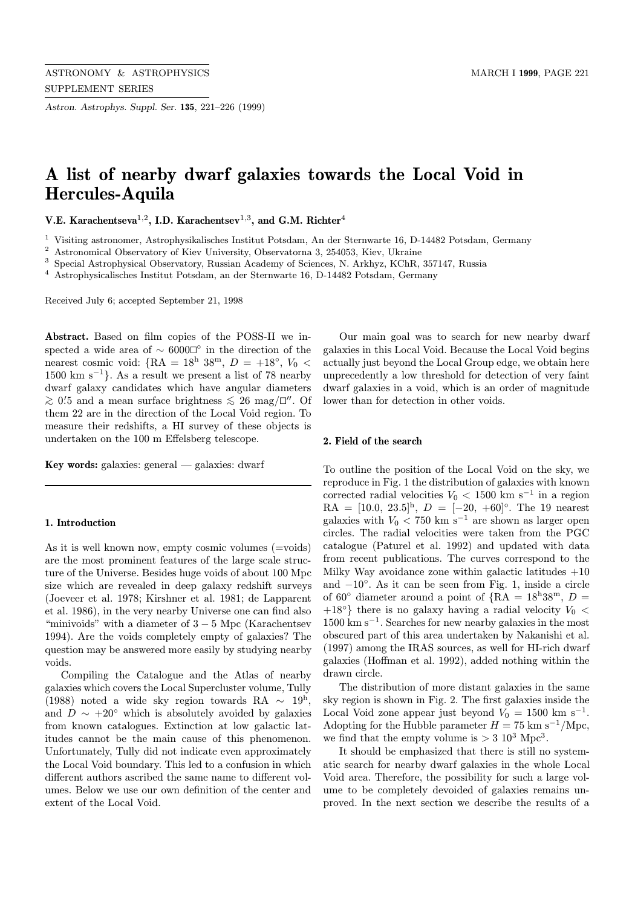# A list of nearby dwarf galaxies towards the Local Void in Hercules-Aquila

**V.E. Karachentseva[1,2], I.D. Karachentsev[1,3], and G.M. Richter[4]**

[1] Visiting astronomer, Astrophysikalisches Institut Potsdam, An der Sternwarte 16, D-14482 Potsdam, Germany
[2] Astronomical Observatory of Kiev University, Observatorna 3, 254053, Kiev, Ukraine
[3] Special Astrophysical Observatory, Russian Academy of Sciences, N. Arkhyz, KChR, 357147, Russia
[4] Astrophysicalisches Institut Potsdam, an der Sternwarte 16, D-14482 Potsdam, Germany

Received July 6; accepted September 21, 1998

**Abstract.** Based on film copies of the POSS-II we inspected a wide area of $\sim 6000\square^\circ$ in the direction of the nearest cosmic void: {RA = $18^{\rm h}\,38^{\rm m}$, $D = +18^\circ$, $V_0 < 1500$ km s$^{-1}$}. As a result we present a list of 78 nearby dwarf galaxy candidates which have angular diameters $\gtrsim 0\farcm5$ and a mean surface brightness $\lesssim 26$ mag/$\square''$. Of them 22 are in the direction of the Local Void region. To measure their redshifts, a HI survey of these objects is undertaken on the 100 m Effelsberg telescope.

**Key words:** galaxies: general — galaxies: dwarf

## 1. Introduction

As it is well known now, empty cosmic volumes (=voids) are the most prominent features of the large scale structure of the Universe. Besides huge voids of about 100 Mpc size which are revealed in deep galaxy redshift surveys (Joeveer et al. 1978; Kirshner et al. 1981; de Lapparent et al. 1986), in the very nearby Universe one can find also "minivoids" with a diameter of $3-5$ Mpc (Karachentsev 1994). Are the voids completely empty of galaxies? The question may be answered more easily by studying nearby voids.

Compiling the Catalogue and the Atlas of nearby galaxies which covers the Local Supercluster volume, Tully (1988) noted a wide sky region towards RA $\sim 19^{\rm h}$, and $D \sim +20^\circ$ which is absolutely avoided by galaxies from known catalogues. Extinction at low galactic latitudes cannot be the main cause of this phenomenon. Unfortunately, Tully did not indicate even approximately the Local Void boundary. This led to a confusion in which different authors ascribed the same name to different volumes. Below we use our own definition of the center and extent of the Local Void.

Our main goal was to search for new nearby dwarf galaxies in this Local Void. Because the Local Void begins actually just beyond the Local Group edge, we obtain here unprecedently a low threshold for detection of very faint dwarf galaxies in a void, which is an order of magnitude lower than for detection in other voids.

## 2. Field of the search

To outline the position of the Local Void on the sky, we reproduce in Fig. 1 the distribution of galaxies with known corrected radial velocities $V_0 < 1500$ km s$^{-1}$ in a region RA = $[10.0,\ 23.5]^{\rm h}$, $D = [-20,\ +60]^\circ$. The 19 nearest galaxies with $V_0 < 750$ km s$^{-1}$ are shown as larger open circles. The radial velocities were taken from the PGC catalogue (Paturel et al. 1992) and updated with data from recent publications. The curves correspond to the Milky Way avoidance zone within galactic latitudes $+10$ and $-10^\circ$. As it can be seen from Fig. 1, inside a circle of $60^\circ$ diameter around a point of {RA = $18^{\rm h}38^{\rm m}$, $D = +18^\circ$} there is no galaxy having a radial velocity $V_0 < 1500$ km s$^{-1}$. Searches for new nearby galaxies in the most obscured part of this area undertaken by Nakanishi et al. (1997) among the IRAS sources, as well for HI-rich dwarf galaxies (Hoffman et al. 1992), added nothing within the drawn circle.

The distribution of more distant galaxies in the same sky region is shown in Fig. 2. The first galaxies inside the Local Void zone appear just beyond $V_0 = 1500$ km s$^{-1}$. Adopting for the Hubble parameter $H = 75$ km s$^{-1}$/Mpc, we find that the empty volume is $> 3\ 10^3$ Mpc$^3$.

It should be emphasized that there is still no systematic search for nearby dwarf galaxies in the whole Local Void area. Therefore, the possibility for such a large volume to be completely devoided of galaxies remains unproved. In the next section we describe the results of a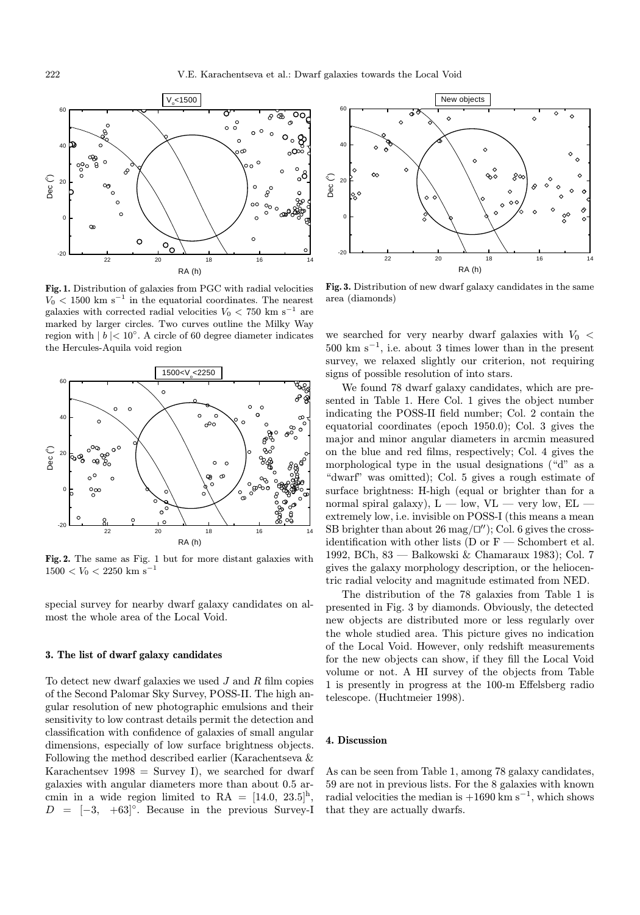**Fig. 1.** Distribution of galaxies from PGC with radial velocities $V_0 < 1500$ km s$^{-1}$ in the equatorial coordinates. The nearest galaxies with corrected radial velocities $V_0 < 750$ km s$^{-1}$ are marked by larger circles. Two curves outline the Milky Way region with $| b | < 10^\circ$. A circle of 60 degree diameter indicates the Hercules-Aquila void region

**Fig. 2.** The same as Fig. 1 but for more distant galaxies with $1500 < V_0 < 2250$ km s$^{-1}$

**Fig. 3.** Distribution of new dwarf galaxy candidates in the same area (diamonds)

special survey for nearby dwarf galaxy candidates on almost the whole area of the Local Void.

### 3. The list of dwarf galaxy candidates

To detect new dwarf galaxies we used $J$ and $R$ film copies of the Second Palomar Sky Survey, POSS-II. The high angular resolution of new photographic emulsions and their sensitivity to low contrast details permit the detection and classification with confidence of galaxies of small angular dimensions, especially of low surface brightness objects. Following the method described earlier (Karachentseva & Karachentsev 1998 = Survey I), we searched for dwarf galaxies with angular diameters more than about 0.5 arcmin in a wide region limited to RA = $[14.0,\ 23.5]^{\rm h}$, $D\ =\ [-3,\ \ +63]^\circ$. Because in the previous Survey-I we searched for very nearby dwarf galaxies with $V_0 <$ 500 km s$^{-1}$, i.e. about 3 times lower than in the present survey, we relaxed slightly our criterion, not requiring signs of possible resolution of into stars.

We found 78 dwarf galaxy candidates, which are presented in Table 1. Here Col. 1 gives the object number indicating the POSS-II field number; Col. 2 contain the equatorial coordinates (epoch 1950.0); Col. 3 gives the major and minor angular diameters in arcmin measured on the blue and red films, respectively; Col. 4 gives the morphological type in the usual designations ("d" as a "dwarf" was omitted); Col. 5 gives a rough estimate of surface brightness: H-high (equal or brighter than for a normal spiral galaxy), L — low, VL — very low, EL — extremely low, i.e. invisible on POSS-I (this means a mean SB brighter than about 26 mag/□″); Col. 6 gives the cross-identification with other lists (D or F — Schombert et al. 1992, BCh, 83 — Balkowski & Chamaraux 1983); Col. 7 gives the galaxy morphology description, or the heliocentric radial velocity and magnitude estimated from NED.

The distribution of the 78 galaxies from Table 1 is presented in Fig. 3 by diamonds. Obviously, the detected new objects are distributed more or less regularly over the whole studied area. This picture gives no indication of the Local Void. However, only redshift measurements for the new objects can show, if they fill the Local Void volume or not. A HI survey of the objects from Table 1 is presently in progress at the 100-m Effelsberg radio telescope. (Huchtmeier 1998).

### 4. Discussion

As can be seen from Table 1, among 78 galaxy candidates, 59 are not in previous lists. For the 8 galaxies with known radial velocities the median is +1690 km s$^{-1}$, which shows that they are actually dwarfs.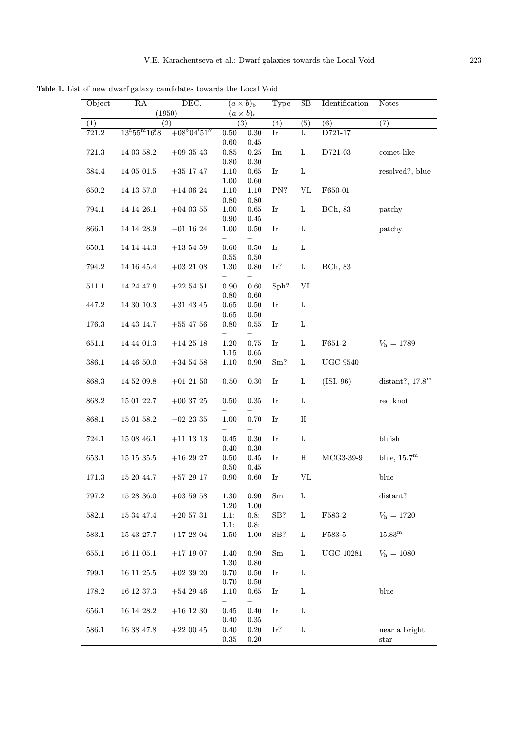**Table 1.** List of new dwarf galaxy candidates towards the Local Void

| Object | RA | DEC. | $(a \times b)_{\rm b}$ | | Type | SB | Identification | Notes |
|---|---|---|---|---|---|---|---|---|
| | (1950) | | $(a \times b)_{\rm r}$ | | | | | |
| (1) | (2) | | (3) | | (4) | (5) | (6) | (7) |
| 721.2 | $13^{\rm h}55^{\rm m}16\overset{\rm s}{.}8$ | $+08^\circ04'51''$ | 0.50 | 0.30 | Ir | L | D721-17 | |
| | | | 0.60 | 0.45 | | | | |
| 721.3 | 14 03 58.2 | +09 35 43 | 0.85 | 0.25 | Im | L | D721-03 | comet-like |
| | | | 0.80 | 0.30 | | | | |
| 384.4 | 14 05 01.5 | +35 17 47 | 1.10 | 0.65 | Ir | L | | resolved?, blue |
| | | | 1.00 | 0.60 | | | | |
| 650.2 | 14 13 57.0 | +14 06 24 | 1.10 | 1.10 | PN? | VL | F650-01 | |
| | | | 0.80 | 0.80 | | | | |
| 794.1 | 14 14 26.1 | +04 03 55 | 1.00 | 0.65 | Ir | L | BCh, 83 | patchy |
| | | | 0.90 | 0.45 | | | | |
| 866.1 | 14 14 28.9 | −01 16 24 | 1.00 | 0.50 | Ir | L | | patchy |
| | | | – | – | | | | |
| 650.1 | 14 14 44.3 | +13 54 59 | 0.60 | 0.50 | Ir | L | | |
| | | | 0.55 | 0.50 | | | | |
| 794.2 | 14 16 45.4 | +03 21 08 | 1.30 | 0.80 | Ir? | L | BCh, 83 | |
| | | | – | – | | | | |
| 511.1 | 14 24 47.9 | +22 54 51 | 0.90 | 0.60 | Sph? | VL | | |
| | | | 0.80 | 0.60 | | | | |
| 447.2 | 14 30 10.3 | +31 43 45 | 0.65 | 0.50 | Ir | L | | |
| | | | 0.65 | 0.50 | | | | |
| 176.3 | 14 43 14.7 | +55 47 56 | 0.80 | 0.55 | Ir | L | | |
| | | | – | – | | | | |
| 651.1 | 14 44 01.3 | +14 25 18 | 1.20 | 0.75 | Ir | L | F651-2 | $V_{\rm h}$ = 1789 |
| | | | 1.15 | 0.65 | | | | |
| 386.1 | 14 46 50.0 | +34 54 58 | 1.10 | 0.90 | Sm? | L | UGC 9540 | |
| | | | – | – | | | | |
| 868.3 | 14 52 09.8 | +01 21 50 | 0.50 | 0.30 | Ir | L | (ISI, 96) | distant?, $17.8^{\rm m}$ |
| | | | – | – | | | | |
| 868.2 | 15 01 22.7 | +00 37 25 | 0.50 | 0.35 | Ir | L | | red knot |
| | | | – | – | | | | |
| 868.1 | 15 01 58.2 | −02 23 35 | 1.00 | 0.70 | Ir | H | | |
| | | | – | – | | | | |
| 724.1 | 15 08 46.1 | +11 13 13 | 0.45 | 0.30 | Ir | L | | bluish |
| | | | 0.40 | 0.30 | | | | |
| 653.1 | 15 15 35.5 | +16 29 27 | 0.50 | 0.45 | Ir | H | MCG3-39-9 | blue, $15.7^{\rm m}$ |
| | | | 0.50 | 0.45 | | | | |
| 171.3 | 15 20 44.7 | +57 29 17 | 0.90 | 0.60 | Ir | VL | | blue |
| | | | – | – | | | | |
| 797.2 | 15 28 36.0 | +03 59 58 | 1.30 | 0.90 | Sm | L | | distant? |
| | | | 1.20 | 1.00 | | | | |
| 582.1 | 15 34 47.4 | +20 57 31 | 1.1: | 0.8: | SB? | L | F583-2 | $V_{\rm h}$ = 1720 |
| | | | 1.1: | 0.8: | | | | |
| 583.1 | 15 43 27.7 | +17 28 04 | 1.50 | 1.00 | SB? | L | F583-5 | $15.83^{\rm m}$ |
| | | | – | – | | | | |
| 655.1 | 16 11 05.1 | +17 19 07 | 1.40 | 0.90 | Sm | L | UGC 10281 | $V_{\rm h}$ = 1080 |
| | | | 1.30 | 0.80 | | | | |
| 799.1 | 16 11 25.5 | +02 39 20 | 0.70 | 0.50 | Ir | L | | |
| | | | 0.70 | 0.50 | | | | |
| 178.2 | 16 12 37.3 | +54 29 46 | 1.10 | 0.65 | Ir | L | | blue |
| | | | – | – | | | | |
| 656.1 | 16 14 28.2 | +16 12 30 | 0.45 | 0.40 | Ir | L | | |
| | | | 0.40 | 0.35 | | | | |
| 586.1 | 16 38 47.8 | +22 00 45 | 0.40 | 0.20 | Ir? | L | | near a bright star |
| | | | 0.35 | 0.20 | | | | |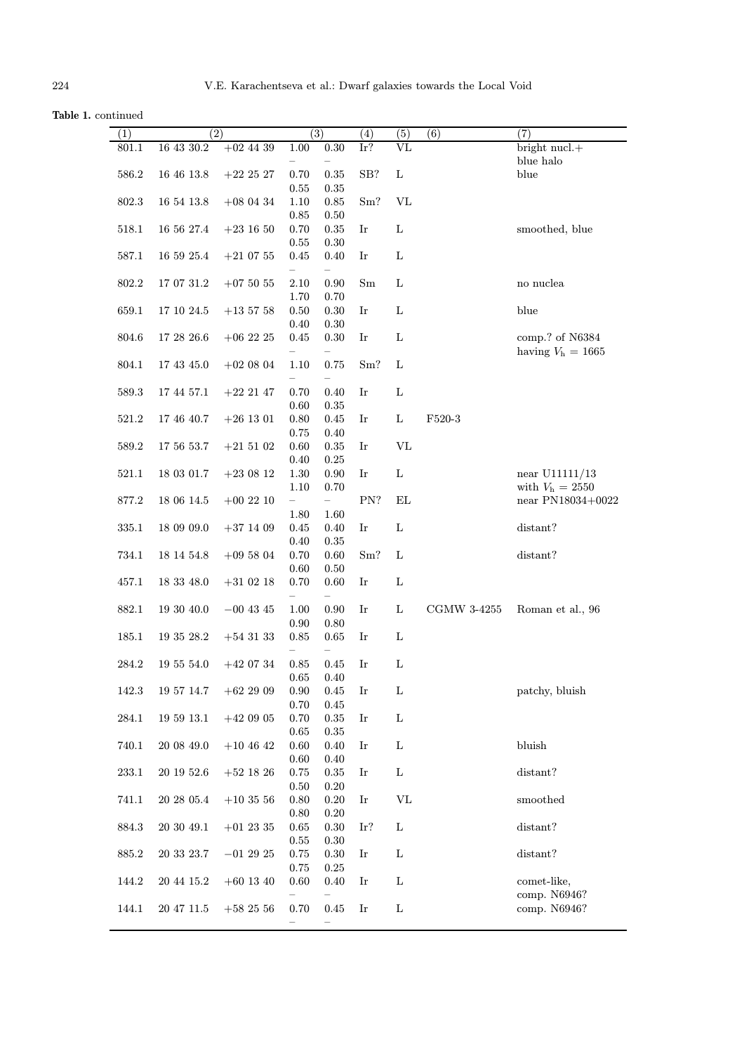**Table 1.** continued

| (1) | (2) | | (3) | | (4) | (5) | (6) | (7) |
|---|---|---|---|---|---|---|---|---|
| 801.1 | 16 43 30.2 | +02 44 39 | 1.00 | 0.30 | Ir? | VL | | bright nucl.+ |
| | | | – | – | | | | blue halo |
| 586.2 | 16 46 13.8 | +22 25 27 | 0.70 | 0.35 | SB? | L | | blue |
| | | | 0.55 | 0.35 | | | | |
| 802.3 | 16 54 13.8 | +08 04 34 | 1.10 | 0.85 | Sm? | VL | | |
| | | | 0.85 | 0.50 | | | | |
| 518.1 | 16 56 27.4 | +23 16 50 | 0.70 | 0.35 | Ir | L | | smoothed, blue |
| | | | 0.55 | 0.30 | | | | |
| 587.1 | 16 59 25.4 | +21 07 55 | 0.45 | 0.40 | Ir | L | | |
| | | | – | – | | | | |
| 802.2 | 17 07 31.2 | +07 50 55 | 2.10 | 0.90 | Sm | L | | no nuclea |
| | | | 1.70 | 0.70 | | | | |
| 659.1 | 17 10 24.5 | +13 57 58 | 0.50 | 0.30 | Ir | L | | blue |
| | | | 0.40 | 0.30 | | | | |
| 804.6 | 17 28 26.6 | +06 22 25 | 0.45 | 0.30 | Ir | L | | comp.? of N6384 |
| | | | – | – | | | | having $V_{\rm h}$ = 1665 |
| 804.1 | 17 43 45.0 | +02 08 04 | 1.10 | 0.75 | Sm? | L | | |
| | | | – | – | | | | |
| 589.3 | 17 44 57.1 | +22 21 47 | 0.70 | 0.40 | Ir | L | | |
| | | | 0.60 | 0.35 | | | | |
| 521.2 | 17 46 40.7 | +26 13 01 | 0.80 | 0.45 | Ir | L | F520-3 | |
| | | | 0.75 | 0.40 | | | | |
| 589.2 | 17 56 53.7 | +21 51 02 | 0.60 | 0.35 | Ir | VL | | |
| | | | 0.40 | 0.25 | | | | |
| 521.1 | 18 03 01.7 | +23 08 12 | 1.30 | 0.90 | Ir | L | | near U11111/13 |
| | | | 1.10 | 0.70 | | | | with $V_{\rm h}$ = 2550 |
| 877.2 | 18 06 14.5 | +00 22 10 | – | – | PN? | EL | | near PN18034+0022 |
| | | | 1.80 | 1.60 | | | | |
| 335.1 | 18 09 09.0 | +37 14 09 | 0.45 | 0.40 | Ir | L | | distant? |
| | | | 0.40 | 0.35 | | | | |
| 734.1 | 18 14 54.8 | +09 58 04 | 0.70 | 0.60 | Sm? | L | | distant? |
| | | | 0.60 | 0.50 | | | | |
| 457.1 | 18 33 48.0 | +31 02 18 | 0.70 | 0.60 | Ir | L | | |
| | | | – | – | | | | |
| 882.1 | 19 30 40.0 | −00 43 45 | 1.00 | 0.90 | Ir | L | CGMW 3-4255 | Roman et al., 96 |
| | | | 0.90 | 0.80 | | | | |
| 185.1 | 19 35 28.2 | +54 31 33 | 0.85 | 0.65 | Ir | L | | |
| | | | – | – | | | | |
| 284.2 | 19 55 54.0 | +42 07 34 | 0.85 | 0.45 | Ir | L | | |
| | | | 0.65 | 0.40 | | | | |
| 142.3 | 19 57 14.7 | +62 29 09 | 0.90 | 0.45 | Ir | L | | patchy, bluish |
| | | | 0.70 | 0.45 | | | | |
| 284.1 | 19 59 13.1 | +42 09 05 | 0.70 | 0.35 | Ir | L | | |
| | | | 0.65 | 0.35 | | | | |
| 740.1 | 20 08 49.0 | +10 46 42 | 0.60 | 0.40 | Ir | L | | bluish |
| | | | 0.60 | 0.40 | | | | |
| 233.1 | 20 19 52.6 | +52 18 26 | 0.75 | 0.35 | Ir | L | | distant? |
| | | | 0.50 | 0.20 | | | | |
| 741.1 | 20 28 05.4 | +10 35 56 | 0.80 | 0.20 | Ir | VL | | smoothed |
| | | | 0.80 | 0.20 | | | | |
| 884.3 | 20 30 49.1 | +01 23 35 | 0.65 | 0.30 | Ir? | L | | distant? |
| | | | 0.55 | 0.30 | | | | |
| 885.2 | 20 33 23.7 | −01 29 25 | 0.75 | 0.30 | Ir | L | | distant? |
| | | | 0.75 | 0.25 | | | | |
| 144.2 | 20 44 15.2 | +60 13 40 | 0.60 | 0.40 | Ir | L | | comet-like, |
| | | | – | – | | | | comp. N6946? |
| 144.1 | 20 47 11.5 | +58 25 56 | 0.70 | 0.45 | Ir | L | | comp. N6946? |
| | | | – | – | | | | |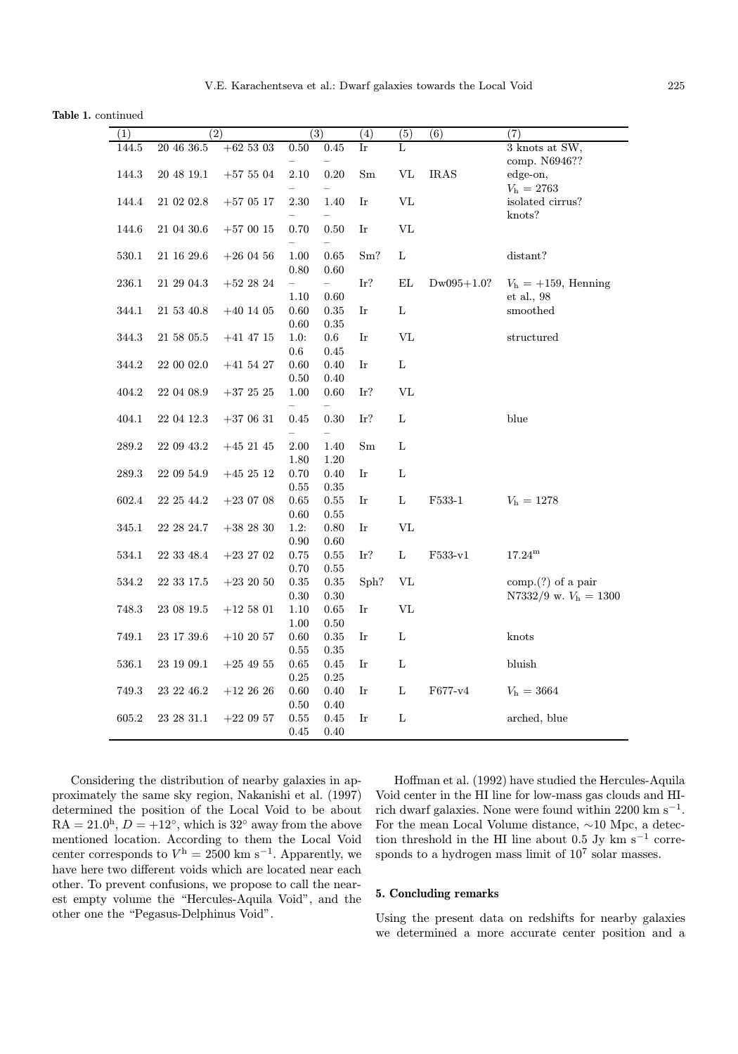**Table 1.** continued

| (1) | (2) | | (3) | | (4) | (5) | (6) | (7) |
|---|---|---|---|---|---|---|---|---|
| 144.5 | 20 46 36.5 | +62 53 03 | 0.50 | 0.45 | Ir | L | | 3 knots at SW, |
| | | | – | – | | | | comp. N6946?? |
| 144.3 | 20 48 19.1 | +57 55 04 | 2.10 | 0.20 | Sm | VL | IRAS | edge-on, |
| | | | – | – | | | | $V_{\rm h}$ = 2763 |
| 144.4 | 21 02 02.8 | +57 05 17 | 2.30 | 1.40 | Ir | VL | | isolated cirrus? |
| | | | – | – | | | | knots? |
| 144.6 | 21 04 30.6 | +57 00 15 | 0.70 | 0.50 | Ir | VL | | |
| | | | – | – | | | | |
| 530.1 | 21 16 29.6 | +26 04 56 | 1.00 | 0.65 | Sm? | L | | distant? |
| | | | 0.80 | 0.60 | | | | |
| 236.1 | 21 29 04.3 | +52 28 24 | – | – | Ir? | EL | Dw095+1.0? | $V_{\rm h}$ = +159, Henning |
| | | | 1.10 | 0.60 | | | | et al., 98 |
| 344.1 | 21 53 40.8 | +40 14 05 | 0.60 | 0.35 | Ir | L | | smoothed |
| | | | 0.60 | 0.35 | | | | |
| 344.3 | 21 58 05.5 | +41 47 15 | 1.0: | 0.6 | Ir | VL | | structured |
| | | | 0.6 | 0.45 | | | | |
| 344.2 | 22 00 02.0 | +41 54 27 | 0.60 | 0.40 | Ir | L | | |
| | | | 0.50 | 0.40 | | | | |
| 404.2 | 22 04 08.9 | +37 25 25 | 1.00 | 0.60 | Ir? | VL | | |
| | | | – | – | | | | |
| 404.1 | 22 04 12.3 | +37 06 31 | 0.45 | 0.30 | Ir? | L | | blue |
| | | | – | – | | | | |
| 289.2 | 22 09 43.2 | +45 21 45 | 2.00 | 1.40 | Sm | L | | |
| | | | 1.80 | 1.20 | | | | |
| 289.3 | 22 09 54.9 | +45 25 12 | 0.70 | 0.40 | Ir | L | | |
| | | | 0.55 | 0.35 | | | | |
| 602.4 | 22 25 44.2 | +23 07 08 | 0.65 | 0.55 | Ir | L | F533-1 | $V_{\rm h}$ = 1278 |
| | | | 0.60 | 0.55 | | | | |
| 345.1 | 22 28 24.7 | +38 28 30 | 1.2: | 0.80 | Ir | VL | | |
| | | | 0.90 | 0.60 | | | | |
| 534.1 | 22 33 48.4 | +23 27 02 | 0.75 | 0.55 | Ir? | L | F533-v1 | $17.24^{\rm m}$ |
| | | | 0.70 | 0.55 | | | | |
| 534.2 | 22 33 17.5 | +23 20 50 | 0.35 | 0.35 | Sph? | VL | | comp.(?) of a pair |
| | | | 0.30 | 0.30 | | | | N7332/9 w. $V_{\rm h}$ = 1300 |
| 748.3 | 23 08 19.5 | +12 58 01 | 1.10 | 0.65 | Ir | VL | | |
| | | | 1.00 | 0.50 | | | | |
| 749.1 | 23 17 39.6 | +10 20 57 | 0.60 | 0.35 | Ir | L | | knots |
| | | | 0.55 | 0.35 | | | | |
| 536.1 | 23 19 09.1 | +25 49 55 | 0.65 | 0.45 | Ir | L | | bluish |
| | | | 0.25 | 0.25 | | | | |
| 749.3 | 23 22 46.2 | +12 26 26 | 0.60 | 0.40 | Ir | L | F677-v4 | $V_{\rm h}$ = 3664 |
| | | | 0.50 | 0.40 | | | | |
| 605.2 | 23 28 31.1 | +22 09 57 | 0.55 | 0.45 | Ir | L | | arched, blue |
| | | | 0.45 | 0.40 | | | | |

Considering the distribution of nearby galaxies in approximately the same sky region, Nakanishi et al. (1997) determined the position of the Local Void to be about RA = $21.0^{\rm h}$, $D = +12^{\circ}$, which is $32^{\circ}$ away from the above mentioned location. According to them the Local Void center corresponds to $V^{\rm h} = 2500$ km s$^{-1}$. Apparently, we have here two different voids which are located near each other. To prevent confusions, we propose to call the nearest empty volume the "Hercules-Aquila Void", and the other one the "Pegasus-Delphinus Void".

Hoffman et al. (1992) have studied the Hercules-Aquila Void center in the HI line for low-mass gas clouds and HI-rich dwarf galaxies. None were found within 2200 km s$^{-1}$. For the mean Local Volume distance, $\sim$10 Mpc, a detection threshold in the HI line about 0.5 Jy km s$^{-1}$ corresponds to a hydrogen mass limit of $10^7$ solar masses.

## 5. Concluding remarks

Using the present data on redshifts for nearby galaxies we determined a more accurate center position and a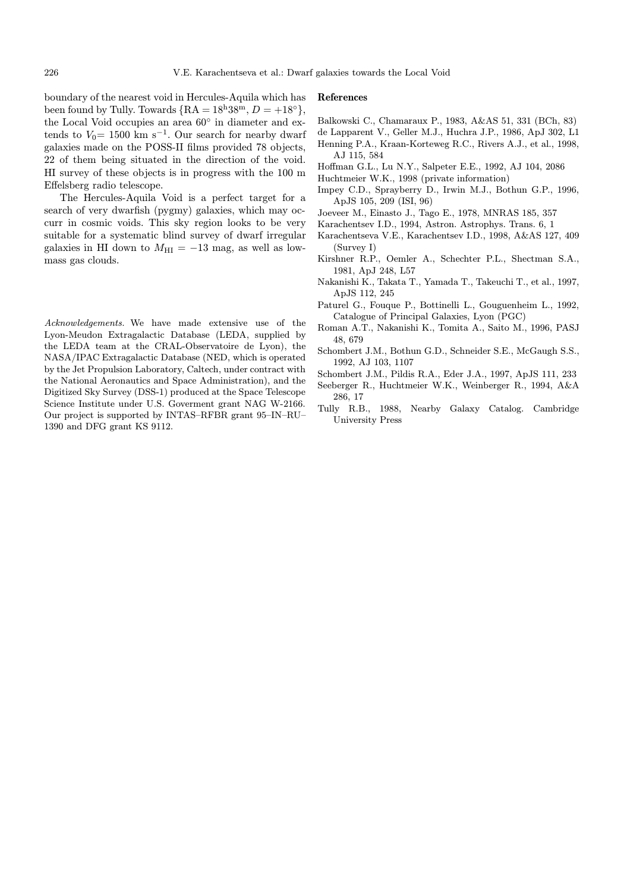boundary of the nearest void in Hercules-Aquila which has been found by Tully. Towards $\{RA = 18^h38^m, D = +18^\circ\}$, the Local Void occupies an area $60^\circ$ in diameter and extends to $V_0 = 1500$ km s$^{-1}$. Our search for nearby dwarf galaxies made on the POSS-II films provided 78 objects, 22 of them being situated in the direction of the void. HI survey of these objects is in progress with the 100 m Effelsberg radio telescope.

The Hercules-Aquila Void is a perfect target for a search of very dwarfish (pygmy) galaxies, which may occurr in cosmic voids. This sky region looks to be very suitable for a systematic blind survey of dwarf irregular galaxies in HI down to $M_{\rm HI} = -13$ mag, as well as low-mass gas clouds.

*Acknowledgements.* We have made extensive use of the Lyon-Meudon Extragalactic Database (LEDA, supplied by the LEDA team at the CRAL-Observatoire de Lyon), the NASA/IPAC Extragalactic Database (NED, which is operated by the Jet Propulsion Laboratory, Caltech, under contract with the National Aeronautics and Space Administration), and the Digitized Sky Survey (DSS-1) produced at the Space Telescope Science Institute under U.S. Goverment grant NAG W-2166. Our project is supported by INTAS–RFBR grant 95–IN–RU–1390 and DFG grant KS 9112.

## References

Balkowski C., Chamaraux P., 1983, A&AS 51, 331 (BCh, 83)

de Lapparent V., Geller M.J., Huchra J.P., 1986, ApJ 302, L1

Henning P.A., Kraan-Korteweg R.C., Rivers A.J., et al., 1998, AJ 115, 584

Hoffman G.L., Lu N.Y., Salpeter E.E., 1992, AJ 104, 2086

Huchtmeier W.K., 1998 (private information)

Impey C.D., Sprayberry D., Irwin M.J., Bothun G.P., 1996, ApJS 105, 209 (ISI, 96)

Joeveer M., Einasto J., Tago E., 1978, MNRAS 185, 357

Karachentsev I.D., 1994, Astron. Astrophys. Trans. 6, 1

Karachentseva V.E., Karachentsev I.D., 1998, A&AS 127, 409 (Survey I)

Kirshner R.P., Oemler A., Schechter P.L., Shectman S.A., 1981, ApJ 248, L57

Nakanishi K., Takata T., Yamada T., Takeuchi T., et al., 1997, ApJS 112, 245

Paturel G., Fouque P., Bottinelli L., Gouguenheim L., 1992, Catalogue of Principal Galaxies, Lyon (PGC)

Roman A.T., Nakanishi K., Tomita A., Saito M., 1996, PASJ 48, 679

Schombert J.M., Bothun G.D., Schneider S.E., McGaugh S.S., 1992, AJ 103, 1107

Schombert J.M., Pildis R.A., Eder J.A., 1997, ApJS 111, 233

Seeberger R., Huchtmeier W.K., Weinberger R., 1994, A&A 286, 17

Tully R.B., 1988, Nearby Galaxy Catalog. Cambridge University Press